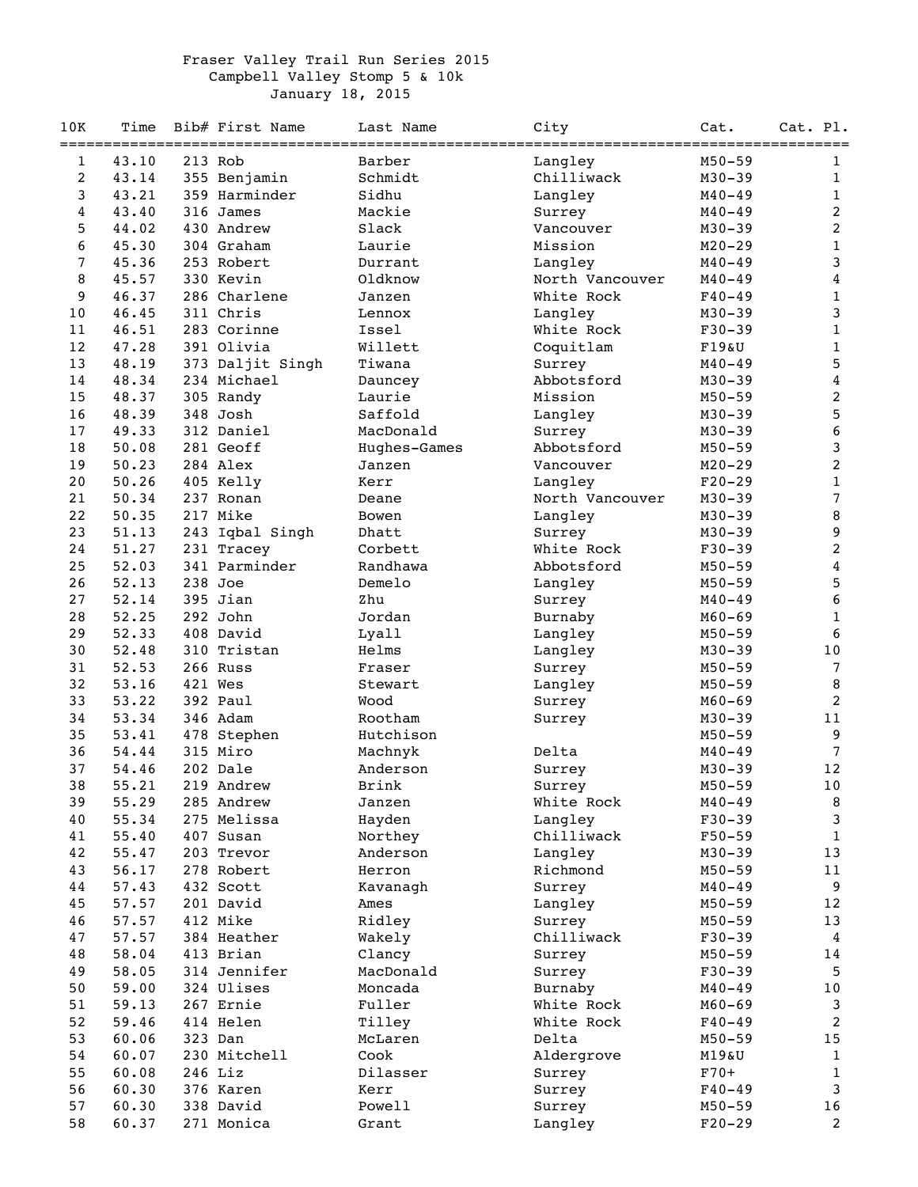Fraser Valley Trail Run Series 2015

Campbell Valley Stomp 5 & 10k

January 18, 2015

| 10K | Time | Bib# | First Name | Last Name | City | Cat. | Cat. Pl. |
|---|---|---|---|---|---|---|---|
| 1 | 43.10 | 213 | Rob | Barber | Langley | M50-59 | 1 |
| 2 | 43.14 | 355 | Benjamin | Schmidt | Chilliwack | M30-39 | 1 |
| 3 | 43.21 | 359 | Harminder | Sidhu | Langley | M40-49 | 1 |
| 4 | 43.40 | 316 | James | Mackie | Surrey | M40-49 | 2 |
| 5 | 44.02 | 430 | Andrew | Slack | Vancouver | M30-39 | 2 |
| 6 | 45.30 | 304 | Graham | Laurie | Mission | M20-29 | 1 |
| 7 | 45.36 | 253 | Robert | Durrant | Langley | M40-49 | 3 |
| 8 | 45.57 | 330 | Kevin | Oldknow | North Vancouver | M40-49 | 4 |
| 9 | 46.37 | 286 | Charlene | Janzen | White Rock | F40-49 | 1 |
| 10 | 46.45 | 311 | Chris | Lennox | Langley | M30-39 | 3 |
| 11 | 46.51 | 283 | Corinne | Issel | White Rock | F30-39 | 1 |
| 12 | 47.28 | 391 | Olivia | Willett | Coquitlam | F19&U | 1 |
| 13 | 48.19 | 373 | Daljit Singh | Tiwana | Surrey | M40-49 | 5 |
| 14 | 48.34 | 234 | Michael | Dauncey | Abbotsford | M30-39 | 4 |
| 15 | 48.37 | 305 | Randy | Laurie | Mission | M50-59 | 2 |
| 16 | 48.39 | 348 | Josh | Saffold | Langley | M30-39 | 5 |
| 17 | 49.33 | 312 | Daniel | MacDonald | Surrey | M30-39 | 6 |
| 18 | 50.08 | 281 | Geoff | Hughes-Games | Abbotsford | M50-59 | 3 |
| 19 | 50.23 | 284 | Alex | Janzen | Vancouver | M20-29 | 2 |
| 20 | 50.26 | 405 | Kelly | Kerr | Langley | F20-29 | 1 |
| 21 | 50.34 | 237 | Ronan | Deane | North Vancouver | M30-39 | 7 |
| 22 | 50.35 | 217 | Mike | Bowen | Langley | M30-39 | 8 |
| 23 | 51.13 | 243 | Iqbal Singh | Dhatt | Surrey | M30-39 | 9 |
| 24 | 51.27 | 231 | Tracey | Corbett | White Rock | F30-39 | 2 |
| 25 | 52.03 | 341 | Parminder | Randhawa | Abbotsford | M50-59 | 4 |
| 26 | 52.13 | 238 | Joe | Demelo | Langley | M50-59 | 5 |
| 27 | 52.14 | 395 | Jian | Zhu | Surrey | M40-49 | 6 |
| 28 | 52.25 | 292 | John | Jordan | Burnaby | M60-69 | 1 |
| 29 | 52.33 | 408 | David | Lyall | Langley | M50-59 | 6 |
| 30 | 52.48 | 310 | Tristan | Helms | Langley | M30-39 | 10 |
| 31 | 52.53 | 266 | Russ | Fraser | Surrey | M50-59 | 7 |
| 32 | 53.16 | 421 | Wes | Stewart | Langley | M50-59 | 8 |
| 33 | 53.22 | 392 | Paul | Wood | Surrey | M60-69 | 2 |
| 34 | 53.34 | 346 | Adam | Rootham | Surrey | M30-39 | 11 |
| 35 | 53.41 | 478 | Stephen | Hutchison | | M50-59 | 9 |
| 36 | 54.44 | 315 | Miro | Machnyk | Delta | M40-49 | 7 |
| 37 | 54.46 | 202 | Dale | Anderson | Surrey | M30-39 | 12 |
| 38 | 55.21 | 219 | Andrew | Brink | Surrey | M50-59 | 10 |
| 39 | 55.29 | 285 | Andrew | Janzen | White Rock | M40-49 | 8 |
| 40 | 55.34 | 275 | Melissa | Hayden | Langley | F30-39 | 3 |
| 41 | 55.40 | 407 | Susan | Northey | Chilliwack | F50-59 | 1 |
| 42 | 55.47 | 203 | Trevor | Anderson | Langley | M30-39 | 13 |
| 43 | 56.17 | 278 | Robert | Herron | Richmond | M50-59 | 11 |
| 44 | 57.43 | 432 | Scott | Kavanagh | Surrey | M40-49 | 9 |
| 45 | 57.57 | 201 | David | Ames | Langley | M50-59 | 12 |
| 46 | 57.57 | 412 | Mike | Ridley | Surrey | M50-59 | 13 |
| 47 | 57.57 | 384 | Heather | Wakely | Chilliwack | F30-39 | 4 |
| 48 | 58.04 | 413 | Brian | Clancy | Surrey | M50-59 | 14 |
| 49 | 58.05 | 314 | Jennifer | MacDonald | Surrey | F30-39 | 5 |
| 50 | 59.00 | 324 | Ulises | Moncada | Burnaby | M40-49 | 10 |
| 51 | 59.13 | 267 | Ernie | Fuller | White Rock | M60-69 | 3 |
| 52 | 59.46 | 414 | Helen | Tilley | White Rock | F40-49 | 2 |
| 53 | 60.06 | 323 | Dan | McLaren | Delta | M50-59 | 15 |
| 54 | 60.07 | 230 | Mitchell | Cook | Aldergrove | M19&U | 1 |
| 55 | 60.08 | 246 | Liz | Dilasser | Surrey | F70+ | 1 |
| 56 | 60.30 | 376 | Karen | Kerr | Surrey | F40-49 | 3 |
| 57 | 60.30 | 338 | David | Powell | Surrey | M50-59 | 16 |
| 58 | 60.37 | 271 | Monica | Grant | Langley | F20-29 | 2 |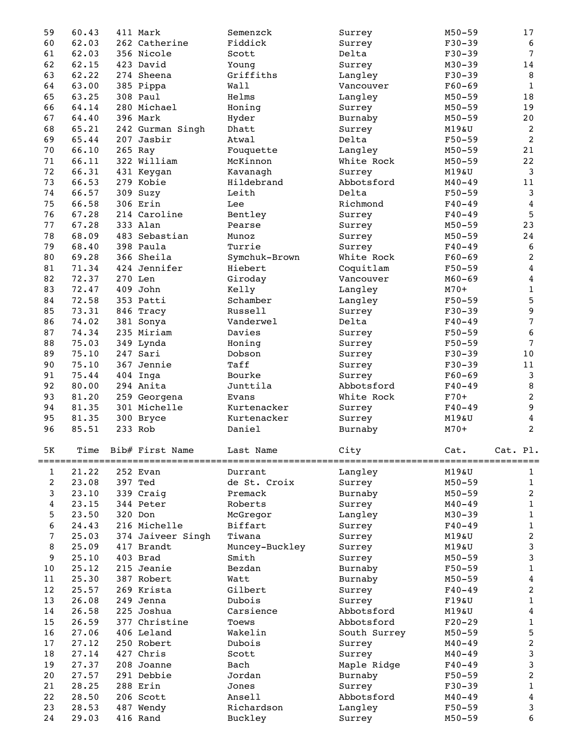| | Time | Bib# | First Name | Last Name | City | Cat. | Cat. Pl. |
|---|---|---|---|---|---|---|---|
| 59 | 60.43 | 411 | Mark | Semenzck | Surrey | M50-59 | 17 |
| 60 | 62.03 | 262 | Catherine | Fiddick | Surrey | F30-39 | 6 |
| 61 | 62.03 | 356 | Nicole | Scott | Delta | F30-39 | 7 |
| 62 | 62.15 | 423 | David | Young | Surrey | M30-39 | 14 |
| 63 | 62.22 | 274 | Sheena | Griffiths | Langley | F30-39 | 8 |
| 64 | 63.00 | 385 | Pippa | Wall | Vancouver | F60-69 | 1 |
| 65 | 63.25 | 308 | Paul | Helms | Langley | M50-59 | 18 |
| 66 | 64.14 | 280 | Michael | Honing | Surrey | M50-59 | 19 |
| 67 | 64.40 | 396 | Mark | Hyder | Burnaby | M50-59 | 20 |
| 68 | 65.21 | 242 | Gurman Singh | Dhatt | Surrey | M19&U | 2 |
| 69 | 65.44 | 207 | Jasbir | Atwal | Delta | F50-59 | 2 |
| 70 | 66.10 | 265 | Ray | Fouquette | Langley | M50-59 | 21 |
| 71 | 66.11 | 322 | William | McKinnon | White Rock | M50-59 | 22 |
| 72 | 66.31 | 431 | Keygan | Kavanagh | Surrey | M19&U | 3 |
| 73 | 66.53 | 279 | Kobie | Hildebrand | Abbotsford | M40-49 | 11 |
| 74 | 66.57 | 309 | Suzy | Leith | Delta | F50-59 | 3 |
| 75 | 66.58 | 306 | Erin | Lee | Richmond | F40-49 | 4 |
| 76 | 67.28 | 214 | Caroline | Bentley | Surrey | F40-49 | 5 |
| 77 | 67.28 | 333 | Alan | Pearse | Surrey | M50-59 | 23 |
| 78 | 68.09 | 483 | Sebastian | Munoz | Surrey | M50-59 | 24 |
| 79 | 68.40 | 398 | Paula | Turrie | Surrey | F40-49 | 6 |
| 80 | 69.28 | 366 | Sheila | Symchuk-Brown | White Rock | F60-69 | 2 |
| 81 | 71.34 | 424 | Jennifer | Hiebert | Coquitlam | F50-59 | 4 |
| 82 | 72.37 | 270 | Len | Giroday | Vancouver | M60-69 | 4 |
| 83 | 72.47 | 409 | John | Kelly | Langley | M70+ | 1 |
| 84 | 72.58 | 353 | Patti | Schamber | Langley | F50-59 | 5 |
| 85 | 73.31 | 846 | Tracy | Russell | Surrey | F30-39 | 9 |
| 86 | 74.02 | 381 | Sonya | Vanderwel | Delta | F40-49 | 7 |
| 87 | 74.34 | 235 | Miriam | Davies | Surrey | F50-59 | 6 |
| 88 | 75.03 | 349 | Lynda | Honing | Surrey | F50-59 | 7 |
| 89 | 75.10 | 247 | Sari | Dobson | Surrey | F30-39 | 10 |
| 90 | 75.10 | 367 | Jennie | Taff | Surrey | F30-39 | 11 |
| 91 | 75.44 | 404 | Inga | Bourke | Surrey | F60-69 | 3 |
| 92 | 80.00 | 294 | Anita | Junttila | Abbotsford | F40-49 | 8 |
| 93 | 81.20 | 259 | Georgena | Evans | White Rock | F70+ | 2 |
| 94 | 81.35 | 301 | Michelle | Kurtenacker | Surrey | F40-49 | 9 |
| 95 | 81.35 | 300 | Bryce | Kurtenacker | Surrey | M19&U | 4 |
| 96 | 85.51 | 233 | Rob | Daniel | Burnaby | M70+ | 2 |

| 5K | Time | Bib# | First Name | Last Name | City | Cat. | Cat. Pl. |
|---|---|---|---|---|---|---|---|
| 1 | 21.22 | 252 | Evan | Durrant | Langley | M19&U | 1 |
| 2 | 23.08 | 397 | Ted | de St. Croix | Surrey | M50-59 | 1 |
| 3 | 23.10 | 339 | Craig | Premack | Burnaby | M50-59 | 2 |
| 4 | 23.15 | 344 | Peter | Roberts | Surrey | M40-49 | 1 |
| 5 | 23.50 | 320 | Don | McGregor | Langley | M30-39 | 1 |
| 6 | 24.43 | 216 | Michelle | Biffart | Surrey | F40-49 | 1 |
| 7 | 25.03 | 374 | Jaiveer Singh | Tiwana | Surrey | M19&U | 2 |
| 8 | 25.09 | 417 | Brandt | Muncey-Buckley | Surrey | M19&U | 3 |
| 9 | 25.10 | 403 | Brad | Smith | Surrey | M50-59 | 3 |
| 10 | 25.12 | 215 | Jeanie | Bezdan | Burnaby | F50-59 | 1 |
| 11 | 25.30 | 387 | Robert | Watt | Burnaby | M50-59 | 4 |
| 12 | 25.57 | 269 | Krista | Gilbert | Surrey | F40-49 | 2 |
| 13 | 26.08 | 249 | Jenna | Dubois | Surrey | F19&U | 1 |
| 14 | 26.58 | 225 | Joshua | Carsience | Abbotsford | M19&U | 4 |
| 15 | 26.59 | 377 | Christine | Toews | Abbotsford | F20-29 | 1 |
| 16 | 27.06 | 406 | Leland | Wakelin | South Surrey | M50-59 | 5 |
| 17 | 27.12 | 250 | Robert | Dubois | Surrey | M40-49 | 2 |
| 18 | 27.14 | 427 | Chris | Scott | Surrey | M40-49 | 3 |
| 19 | 27.37 | 208 | Joanne | Bach | Maple Ridge | F40-49 | 3 |
| 20 | 27.57 | 291 | Debbie | Jordan | Burnaby | F50-59 | 2 |
| 21 | 28.25 | 288 | Erin | Jones | Surrey | F30-39 | 1 |
| 22 | 28.50 | 206 | Scott | Ansell | Abbotsford | M40-49 | 4 |
| 23 | 28.53 | 487 | Wendy | Richardson | Langley | F50-59 | 3 |
| 24 | 29.03 | 416 | Rand | Buckley | Surrey | M50-59 | 6 |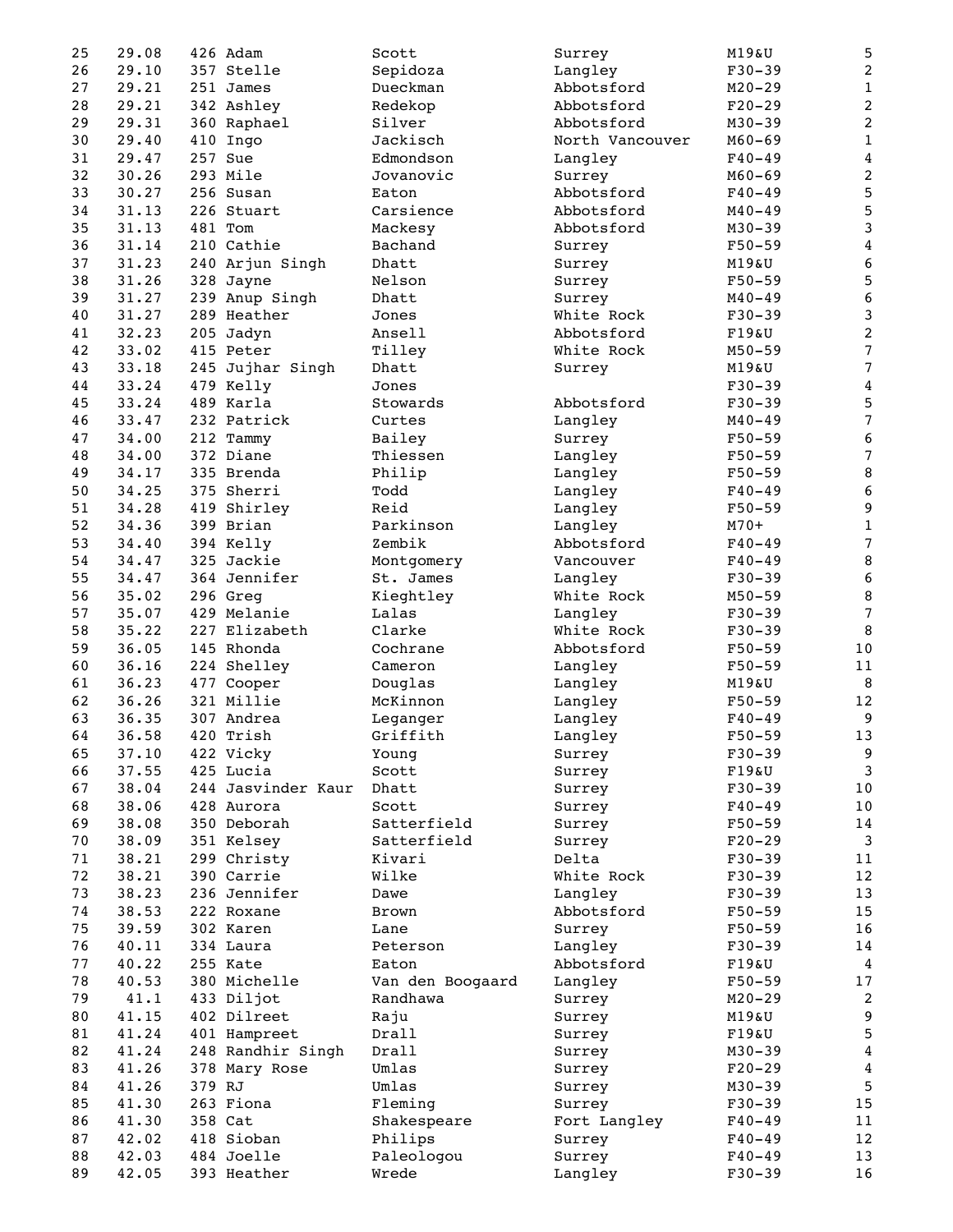| | | | | | | |
|---|---|---|---|---|---|---|
| 25 | 29.08 | 426 Adam | Scott | Surrey | M19&U | 5 |
| 26 | 29.10 | 357 Stelle | Sepidoza | Langley | F30-39 | 2 |
| 27 | 29.21 | 251 James | Dueckman | Abbotsford | M20-29 | 1 |
| 28 | 29.21 | 342 Ashley | Redekop | Abbotsford | F20-29 | 2 |
| 29 | 29.31 | 360 Raphael | Silver | Abbotsford | M30-39 | 2 |
| 30 | 29.40 | 410 Ingo | Jackisch | North Vancouver | M60-69 | 1 |
| 31 | 29.47 | 257 Sue | Edmondson | Langley | F40-49 | 4 |
| 32 | 30.26 | 293 Mile | Jovanovic | Surrey | M60-69 | 2 |
| 33 | 30.27 | 256 Susan | Eaton | Abbotsford | F40-49 | 5 |
| 34 | 31.13 | 226 Stuart | Carsience | Abbotsford | M40-49 | 5 |
| 35 | 31.13 | 481 Tom | Mackesy | Abbotsford | M30-39 | 3 |
| 36 | 31.14 | 210 Cathie | Bachand | Surrey | F50-59 | 4 |
| 37 | 31.23 | 240 Arjun Singh | Dhatt | Surrey | M19&U | 6 |
| 38 | 31.26 | 328 Jayne | Nelson | Surrey | F50-59 | 5 |
| 39 | 31.27 | 239 Anup Singh | Dhatt | Surrey | M40-49 | 6 |
| 40 | 31.27 | 289 Heather | Jones | White Rock | F30-39 | 3 |
| 41 | 32.23 | 205 Jadyn | Ansell | Abbotsford | F19&U | 2 |
| 42 | 33.02 | 415 Peter | Tilley | White Rock | M50-59 | 7 |
| 43 | 33.18 | 245 Jujhar Singh | Dhatt | Surrey | M19&U | 7 |
| 44 | 33.24 | 479 Kelly | Jones | | F30-39 | 4 |
| 45 | 33.24 | 489 Karla | Stowards | Abbotsford | F30-39 | 5 |
| 46 | 33.47 | 232 Patrick | Curtes | Langley | M40-49 | 7 |
| 47 | 34.00 | 212 Tammy | Bailey | Surrey | F50-59 | 6 |
| 48 | 34.00 | 372 Diane | Thiessen | Langley | F50-59 | 7 |
| 49 | 34.17 | 335 Brenda | Philip | Langley | F50-59 | 8 |
| 50 | 34.25 | 375 Sherri | Todd | Langley | F40-49 | 6 |
| 51 | 34.28 | 419 Shirley | Reid | Langley | F50-59 | 9 |
| 52 | 34.36 | 399 Brian | Parkinson | Langley | M70+ | 1 |
| 53 | 34.40 | 394 Kelly | Zembik | Abbotsford | F40-49 | 7 |
| 54 | 34.47 | 325 Jackie | Montgomery | Vancouver | F40-49 | 8 |
| 55 | 34.47 | 364 Jennifer | St. James | Langley | F30-39 | 6 |
| 56 | 35.02 | 296 Greg | Kieghtley | White Rock | M50-59 | 8 |
| 57 | 35.07 | 429 Melanie | Lalas | Langley | F30-39 | 7 |
| 58 | 35.22 | 227 Elizabeth | Clarke | White Rock | F30-39 | 8 |
| 59 | 36.05 | 145 Rhonda | Cochrane | Abbotsford | F50-59 | 10 |
| 60 | 36.16 | 224 Shelley | Cameron | Langley | F50-59 | 11 |
| 61 | 36.23 | 477 Cooper | Douglas | Langley | M19&U | 8 |
| 62 | 36.26 | 321 Millie | McKinnon | Langley | F50-59 | 12 |
| 63 | 36.35 | 307 Andrea | Leganger | Langley | F40-49 | 9 |
| 64 | 36.58 | 420 Trish | Griffith | Langley | F50-59 | 13 |
| 65 | 37.10 | 422 Vicky | Young | Surrey | F30-39 | 9 |
| 66 | 37.55 | 425 Lucia | Scott | Surrey | F19&U | 3 |
| 67 | 38.04 | 244 Jasvinder Kaur | Dhatt | Surrey | F30-39 | 10 |
| 68 | 38.06 | 428 Aurora | Scott | Surrey | F40-49 | 10 |
| 69 | 38.08 | 350 Deborah | Satterfield | Surrey | F50-59 | 14 |
| 70 | 38.09 | 351 Kelsey | Satterfield | Surrey | F20-29 | 3 |
| 71 | 38.21 | 299 Christy | Kivari | Delta | F30-39 | 11 |
| 72 | 38.21 | 390 Carrie | Wilke | White Rock | F30-39 | 12 |
| 73 | 38.23 | 236 Jennifer | Dawe | Langley | F30-39 | 13 |
| 74 | 38.53 | 222 Roxane | Brown | Abbotsford | F50-59 | 15 |
| 75 | 39.59 | 302 Karen | Lane | Surrey | F50-59 | 16 |
| 76 | 40.11 | 334 Laura | Peterson | Langley | F30-39 | 14 |
| 77 | 40.22 | 255 Kate | Eaton | Abbotsford | F19&U | 4 |
| 78 | 40.53 | 380 Michelle | Van den Boogaard | Langley | F50-59 | 17 |
| 79 | 41.1 | 433 Diljot | Randhawa | Surrey | M20-29 | 2 |
| 80 | 41.15 | 402 Dilreet | Raju | Surrey | M19&U | 9 |
| 81 | 41.24 | 401 Hampreet | Drall | Surrey | F19&U | 5 |
| 82 | 41.24 | 248 Randhir Singh | Drall | Surrey | M30-39 | 4 |
| 83 | 41.26 | 378 Mary Rose | Umlas | Surrey | F20-29 | 4 |
| 84 | 41.26 | 379 RJ | Umlas | Surrey | M30-39 | 5 |
| 85 | 41.30 | 263 Fiona | Fleming | Surrey | F30-39 | 15 |
| 86 | 41.30 | 358 Cat | Shakespeare | Fort Langley | F40-49 | 11 |
| 87 | 42.02 | 418 Sioban | Philips | Surrey | F40-49 | 12 |
| 88 | 42.03 | 484 Joelle | Paleologou | Surrey | F40-49 | 13 |
| 89 | 42.05 | 393 Heather | Wrede | Langley | F30-39 | 16 |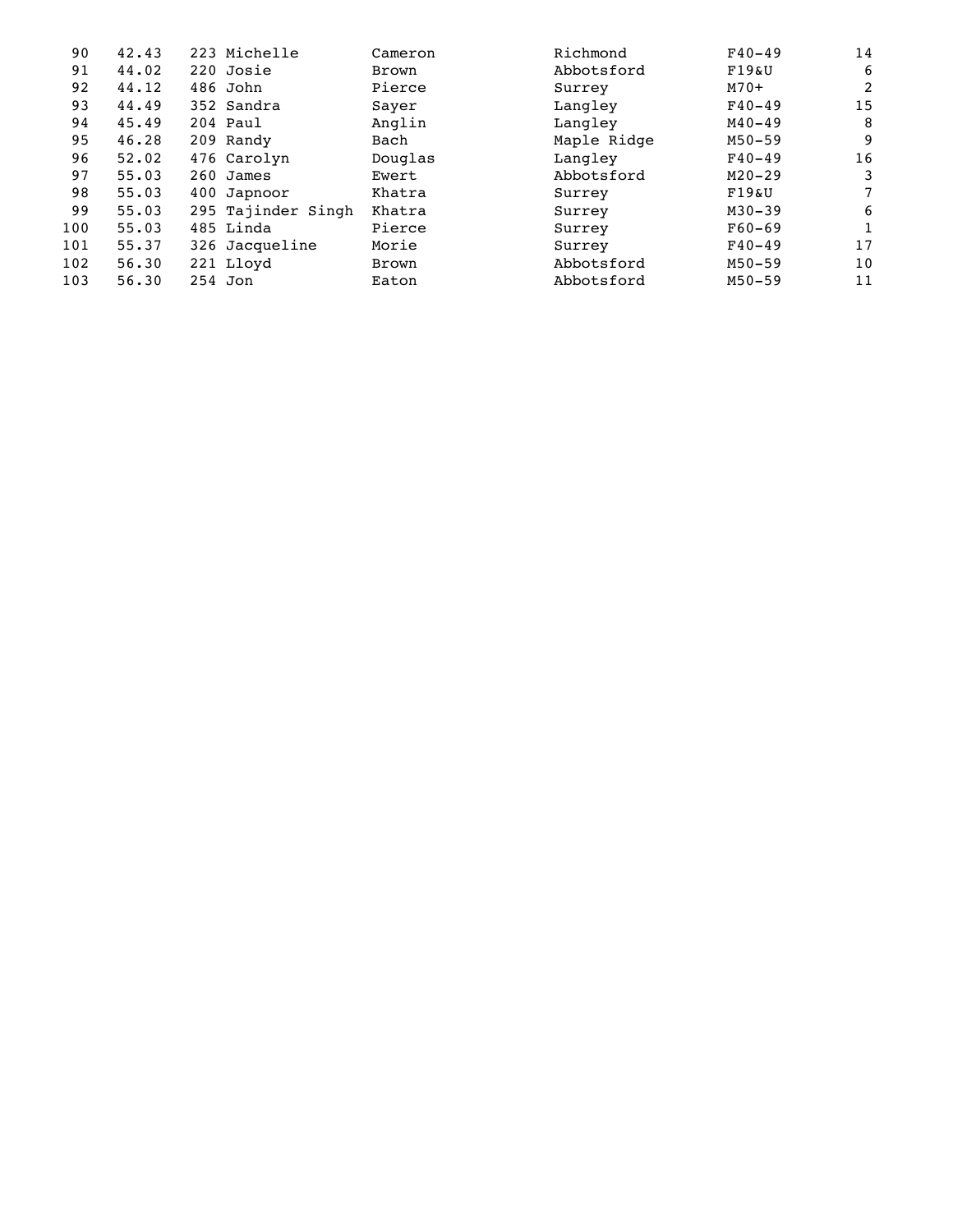| | | | | | | | |
|---|---|---|---|---|---|---|---|
| 90 | 42.43 | 223 | Michelle | Cameron | Richmond | F40-49 | 14 |
| 91 | 44.02 | 220 | Josie | Brown | Abbotsford | F19&U | 6 |
| 92 | 44.12 | 486 | John | Pierce | Surrey | M70+ | 2 |
| 93 | 44.49 | 352 | Sandra | Sayer | Langley | F40-49 | 15 |
| 94 | 45.49 | 204 | Paul | Anglin | Langley | M40-49 | 8 |
| 95 | 46.28 | 209 | Randy | Bach | Maple Ridge | M50-59 | 9 |
| 96 | 52.02 | 476 | Carolyn | Douglas | Langley | F40-49 | 16 |
| 97 | 55.03 | 260 | James | Ewert | Abbotsford | M20-29 | 3 |
| 98 | 55.03 | 400 | Japnoor | Khatra | Surrey | F19&U | 7 |
| 99 | 55.03 | 295 | Tajinder Singh | Khatra | Surrey | M30-39 | 6 |
| 100 | 55.03 | 485 | Linda | Pierce | Surrey | F60-69 | 1 |
| 101 | 55.37 | 326 | Jacqueline | Morie | Surrey | F40-49 | 17 |
| 102 | 56.30 | 221 | Lloyd | Brown | Abbotsford | M50-59 | 10 |
| 103 | 56.30 | 254 | Jon | Eaton | Abbotsford | M50-59 | 11 |